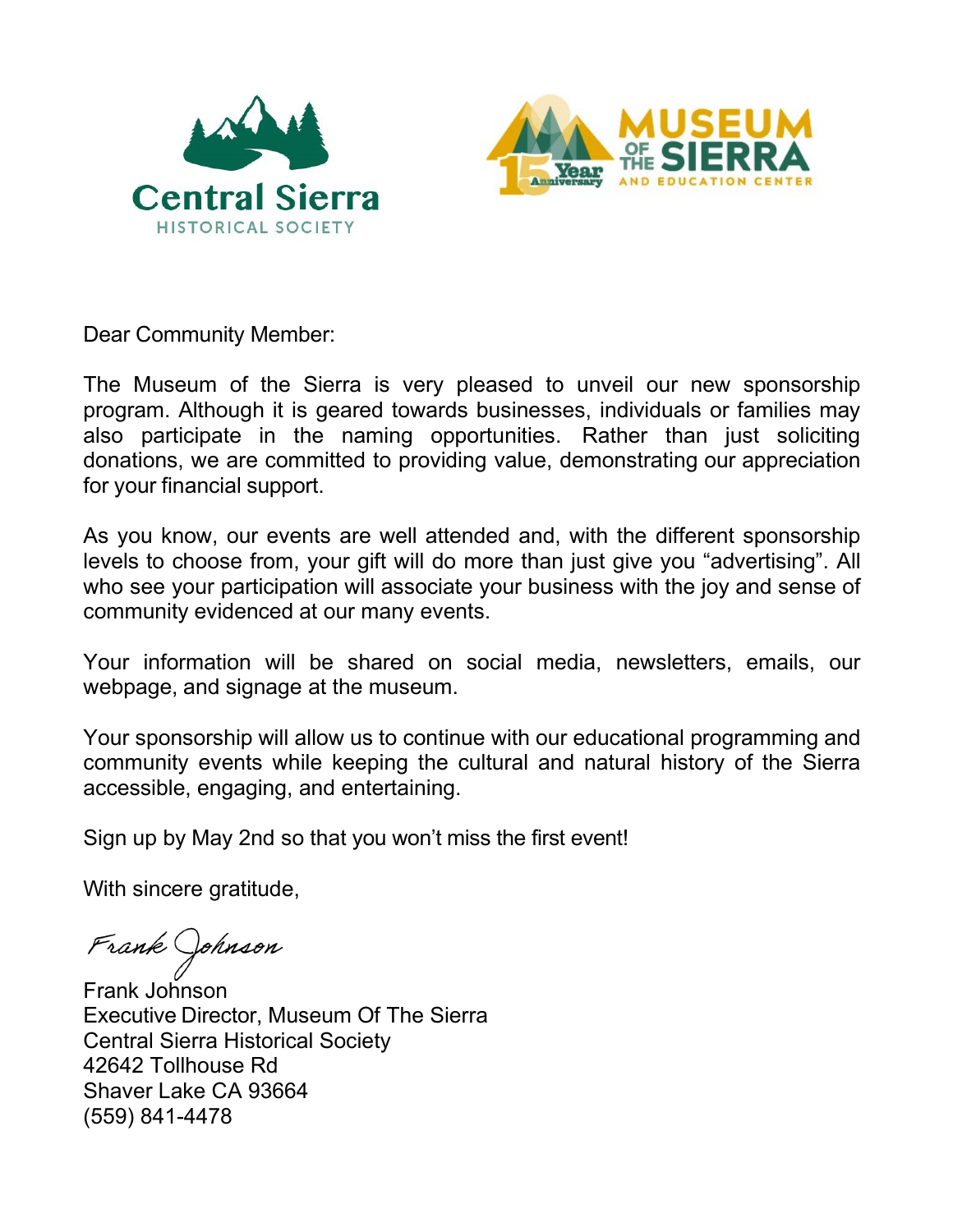Central Sierra
HISTORICAL SOCIETY

MUSEUM OF THE SIERRA AND EDUCATION CENTER
15 Year Anniversary

Dear Community Member:

The Museum of the Sierra is very pleased to unveil our new sponsorship program. Although it is geared towards businesses, individuals or families may also participate in the naming opportunities. Rather than just soliciting donations, we are committed to providing value, demonstrating our appreciation for your financial support.

As you know, our events are well attended and, with the different sponsorship levels to choose from, your gift will do more than just give you "advertising". All who see your participation will associate your business with the joy and sense of community evidenced at our many events.

Your information will be shared on social media, newsletters, emails, our webpage, and signage at the museum.

Your sponsorship will allow us to continue with our educational programming and community events while keeping the cultural and natural history of the Sierra accessible, engaging, and entertaining.

Sign up by May 2nd so that you won't miss the first event!

With sincere gratitude,

*Frank Johnson*

Frank Johnson
Executive Director, Museum Of The Sierra
Central Sierra Historical Society
42642 Tollhouse Rd
Shaver Lake CA 93664
(559) 841-4478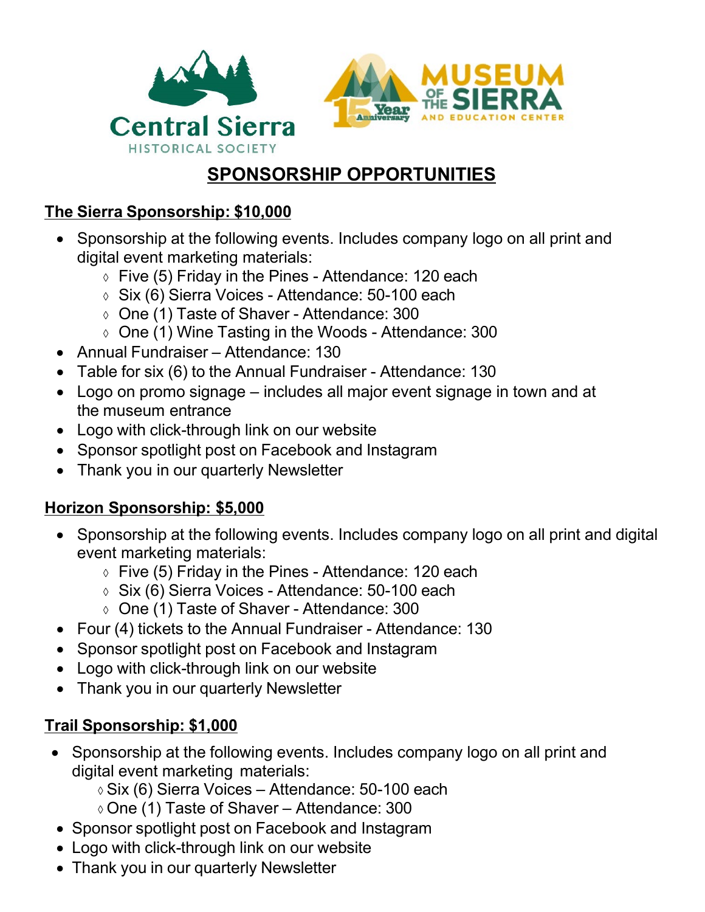Central Sierra HISTORICAL SOCIETY

MUSEUM OF THE SIERRA AND EDUCATION CENTER

15 Year Anniversary

# SPONSORSHIP OPPORTUNITIES

## The Sierra Sponsorship: $10,000

- Sponsorship at the following events. Includes company logo on all print and digital event marketing materials:
  - ◊ Five (5) Friday in the Pines - Attendance: 120 each
  - ◊ Six (6) Sierra Voices - Attendance: 50-100 each
  - ◊ One (1) Taste of Shaver - Attendance: 300
  - ◊ One (1) Wine Tasting in the Woods - Attendance: 300
- Annual Fundraiser – Attendance: 130
- Table for six (6) to the Annual Fundraiser - Attendance: 130
- Logo on promo signage – includes all major event signage in town and at the museum entrance
- Logo with click-through link on our website
- Sponsor spotlight post on Facebook and Instagram
- Thank you in our quarterly Newsletter

## Horizon Sponsorship: $5,000

- Sponsorship at the following events. Includes company logo on all print and digital event marketing materials:
  - ◊ Five (5) Friday in the Pines - Attendance: 120 each
  - ◊ Six (6) Sierra Voices - Attendance: 50-100 each
  - ◊ One (1) Taste of Shaver - Attendance: 300
- Four (4) tickets to the Annual Fundraiser - Attendance: 130
- Sponsor spotlight post on Facebook and Instagram
- Logo with click-through link on our website
- Thank you in our quarterly Newsletter

## Trail Sponsorship: $1,000

- Sponsorship at the following events. Includes company logo on all print and digital event marketing materials:
  - ◊ Six (6) Sierra Voices – Attendance: 50-100 each
  - ◊ One (1) Taste of Shaver – Attendance: 300
- Sponsor spotlight post on Facebook and Instagram
- Logo with click-through link on our website
- Thank you in our quarterly Newsletter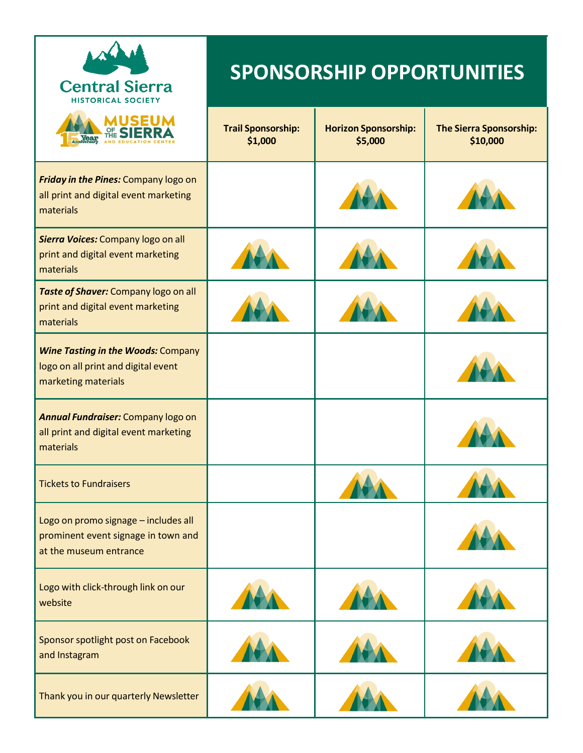Central Sierra Historical Society

Museum of the Sierra and Education Center

# SPONSORSHIP OPPORTUNITIES

| | Trail Sponsorship: $1,000 | Horizon Sponsorship: $5,000 | The Sierra Sponsorship: $10,000 |
|---|---|---|---|
| ***Friday in the Pines:*** Company logo on all print and digital event marketing materials | | ✓ | ✓ |
| ***Sierra Voices:*** Company logo on all print and digital event marketing materials | ✓ | ✓ | ✓ |
| ***Taste of Shaver:*** Company logo on all print and digital event marketing materials | ✓ | ✓ | ✓ |
| ***Wine Tasting in the Woods:*** Company logo on all print and digital event marketing materials | | | ✓ |
| ***Annual Fundraiser:*** Company logo on all print and digital event marketing materials | | | ✓ |
| Tickets to Fundraisers | | ✓ | ✓ |
| Logo on promo signage – includes all prominent event signage in town and at the museum entrance | | | ✓ |
| Logo with click-through link on our website | ✓ | ✓ | ✓ |
| Sponsor spotlight post on Facebook and Instagram | ✓ | ✓ | ✓ |
| Thank you in our quarterly Newsletter | ✓ | ✓ | ✓ |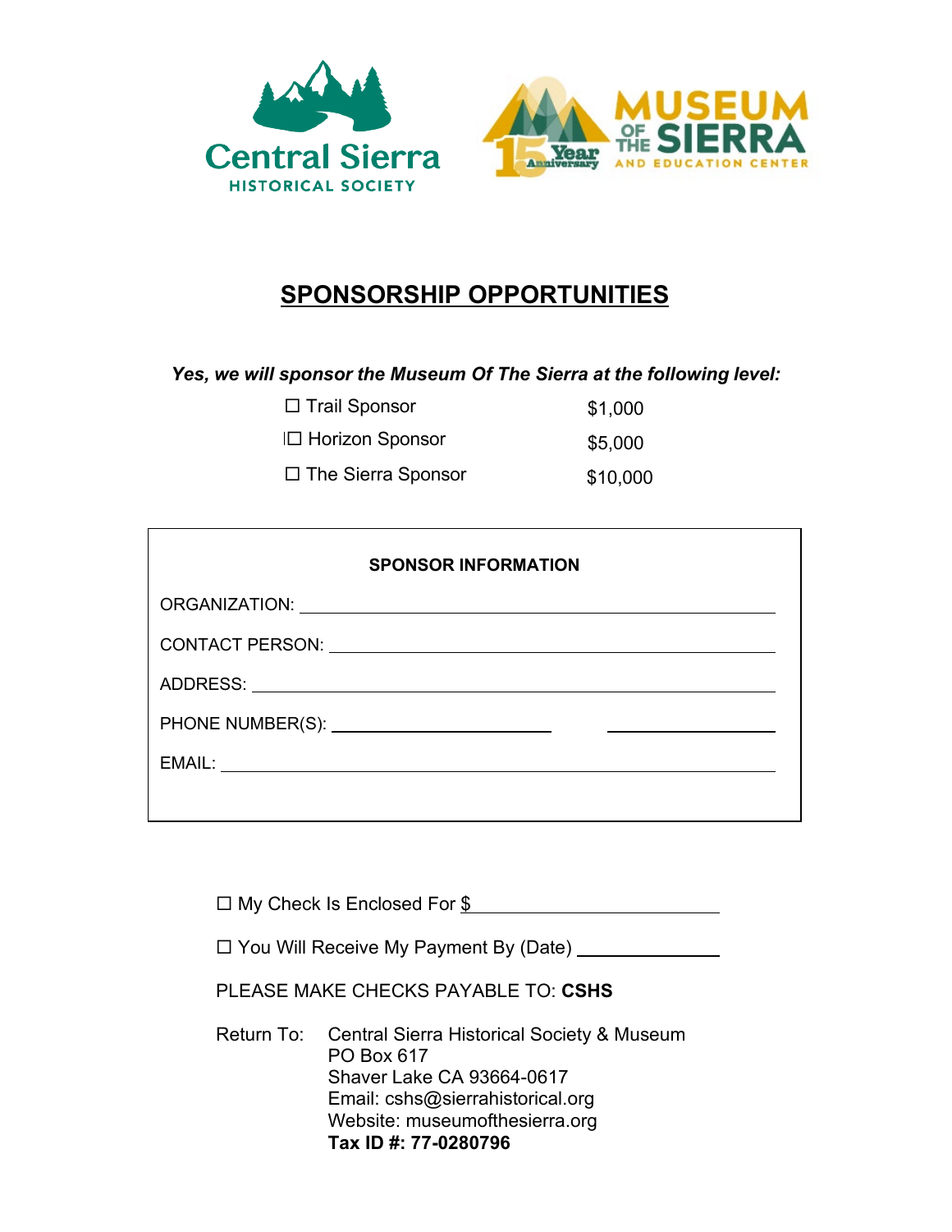Central Sierra

HISTORICAL SOCIETY

15 Year Anniversary

MUSEUM OF THE SIERRA

AND EDUCATION CENTER

# SPONSORSHIP OPPORTUNITIES

***Yes, we will sponsor the Museum Of The Sierra at the following level:***

| | |
|---|---|
| ☐ Trail Sponsor | $1,000 |
| ☐ Horizon Sponsor | $5,000 |
| ☐ The Sierra Sponsor | $10,000 |

**SPONSOR INFORMATION**

ORGANIZATION: ______________________________

CONTACT PERSON: ______________________________

ADDRESS: ______________________________

PHONE NUMBER(S): ______________ ______________

EMAIL: ______________________________

☐ My Check Is Enclosed For $ ______________

☐ You Will Receive My Payment By (Date) ______________

PLEASE MAKE CHECKS PAYABLE TO: **CSHS**

Return To: Central Sierra Historical Society & Museum
PO Box 617
Shaver Lake CA 93664-0617
Email: cshs@sierrahistorical.org
Website: museumofthesierra.org
**Tax ID #: 77-0280796**